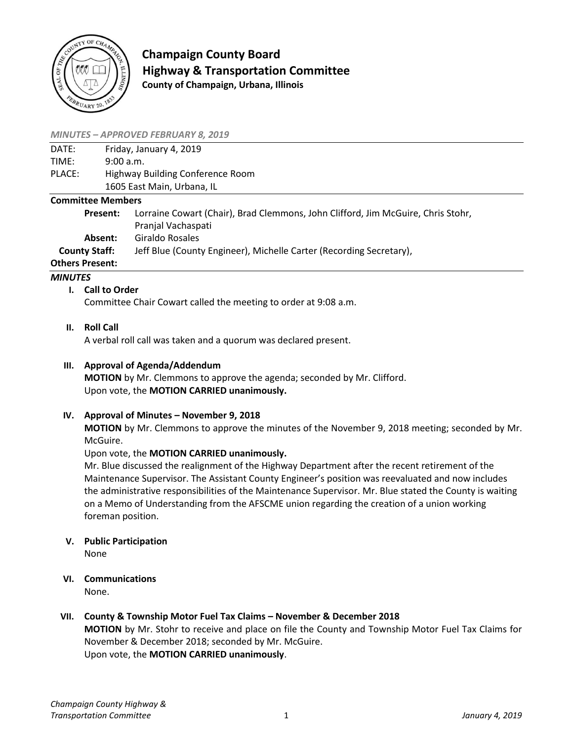# Champaign County Board

## Highway & Transportation Committee

**County of Champaign, Urbana, Illinois**

*MINUTES – APPROVED FEBRUARY 8, 2019*

| | |
|---|---|
| DATE: | Friday, January 4, 2019 |
| TIME: | 9:00 a.m. |
| PLACE: | Highway Building Conference Room<br>1605 East Main, Urbana, IL |

**Committee Members**

| | |
|---|---|
| **Present:** | Lorraine Cowart (Chair), Brad Clemmons, John Clifford, Jim McGuire, Chris Stohr, Pranjal Vachaspati |
| **Absent:** | Giraldo Rosales |
| **County Staff:** | Jeff Blue (County Engineer), Michelle Carter (Recording Secretary), |
| **Others Present:** | |

*MINUTES*

**I. Call to Order**

Committee Chair Cowart called the meeting to order at 9:08 a.m.

**II. Roll Call**

A verbal roll call was taken and a quorum was declared present.

**III. Approval of Agenda/Addendum**

**MOTION** by Mr. Clemmons to approve the agenda; seconded by Mr. Clifford.
Upon vote, the **MOTION CARRIED unanimously.**

**IV. Approval of Minutes – November 9, 2018**

**MOTION** by Mr. Clemmons to approve the minutes of the November 9, 2018 meeting; seconded by Mr. McGuire.

Upon vote, the **MOTION CARRIED unanimously.**

Mr. Blue discussed the realignment of the Highway Department after the recent retirement of the Maintenance Supervisor. The Assistant County Engineer's position was reevaluated and now includes the administrative responsibilities of the Maintenance Supervisor. Mr. Blue stated the County is waiting on a Memo of Understanding from the AFSCME union regarding the creation of a union working foreman position.

**V. Public Participation**

None

**VI. Communications**

None.

**VII. County & Township Motor Fuel Tax Claims – November & December 2018**

**MOTION** by Mr. Stohr to receive and place on file the County and Township Motor Fuel Tax Claims for November & December 2018; seconded by Mr. McGuire.
Upon vote, the **MOTION CARRIED unanimously**.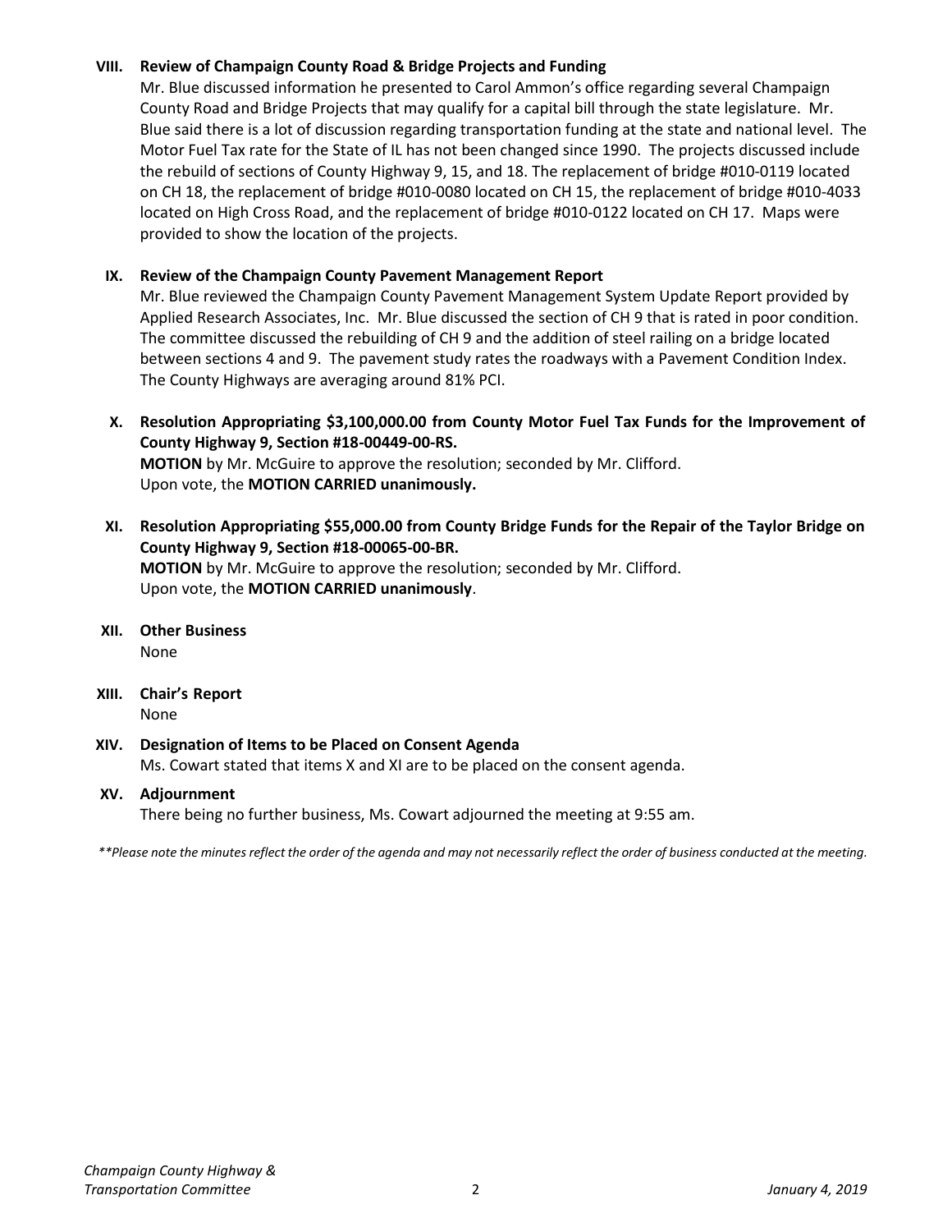**VIII. Review of Champaign County Road & Bridge Projects and Funding**

Mr. Blue discussed information he presented to Carol Ammon's office regarding several Champaign County Road and Bridge Projects that may qualify for a capital bill through the state legislature. Mr. Blue said there is a lot of discussion regarding transportation funding at the state and national level. The Motor Fuel Tax rate for the State of IL has not been changed since 1990. The projects discussed include the rebuild of sections of County Highway 9, 15, and 18. The replacement of bridge #010-0119 located on CH 18, the replacement of bridge #010-0080 located on CH 15, the replacement of bridge #010-4033 located on High Cross Road, and the replacement of bridge #010-0122 located on CH 17. Maps were provided to show the location of the projects.

**IX. Review of the Champaign County Pavement Management Report**

Mr. Blue reviewed the Champaign County Pavement Management System Update Report provided by Applied Research Associates, Inc. Mr. Blue discussed the section of CH 9 that is rated in poor condition. The committee discussed the rebuilding of CH 9 and the addition of steel railing on a bridge located between sections 4 and 9. The pavement study rates the roadways with a Pavement Condition Index. The County Highways are averaging around 81% PCI.

**X. Resolution Appropriating $3,100,000.00 from County Motor Fuel Tax Funds for the Improvement of County Highway 9, Section #18-00449-00-RS.**

**MOTION** by Mr. McGuire to approve the resolution; seconded by Mr. Clifford.
Upon vote, the **MOTION CARRIED unanimously.**

**XI. Resolution Appropriating $55,000.00 from County Bridge Funds for the Repair of the Taylor Bridge on County Highway 9, Section #18-00065-00-BR.**

**MOTION** by Mr. McGuire to approve the resolution; seconded by Mr. Clifford.
Upon vote, the **MOTION CARRIED unanimously**.

**XII. Other Business**

None

**XIII. Chair's Report**

None

**XIV. Designation of Items to be Placed on Consent Agenda**

Ms. Cowart stated that items X and XI are to be placed on the consent agenda.

**XV. Adjournment**

There being no further business, Ms. Cowart adjourned the meeting at 9:55 am.

*\*\*Please note the minutes reflect the order of the agenda and may not necessarily reflect the order of business conducted at the meeting.*